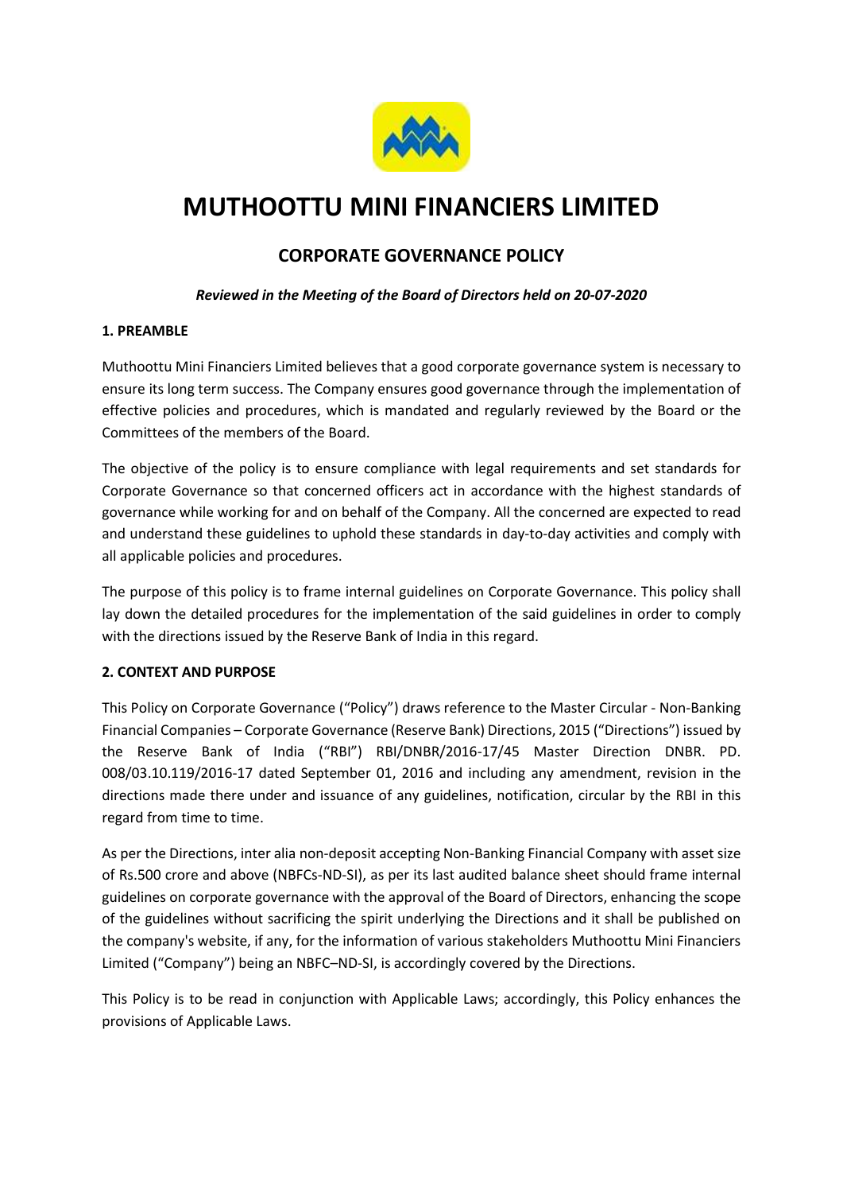# MUTHOOTTU MINI FINANCIERS LIMITED

## CORPORATE GOVERNANCE POLICY

***Reviewed in the Meeting of the Board of Directors held on 20-07-2020***

### 1. PREAMBLE

Muthoottu Mini Financiers Limited believes that a good corporate governance system is necessary to ensure its long term success. The Company ensures good governance through the implementation of effective policies and procedures, which is mandated and regularly reviewed by the Board or the Committees of the members of the Board.

The objective of the policy is to ensure compliance with legal requirements and set standards for Corporate Governance so that concerned officers act in accordance with the highest standards of governance while working for and on behalf of the Company. All the concerned are expected to read and understand these guidelines to uphold these standards in day-to-day activities and comply with all applicable policies and procedures.

The purpose of this policy is to frame internal guidelines on Corporate Governance. This policy shall lay down the detailed procedures for the implementation of the said guidelines in order to comply with the directions issued by the Reserve Bank of India in this regard.

### 2. CONTEXT AND PURPOSE

This Policy on Corporate Governance ("Policy") draws reference to the Master Circular - Non-Banking Financial Companies – Corporate Governance (Reserve Bank) Directions, 2015 ("Directions") issued by the Reserve Bank of India ("RBI") RBI/DNBR/2016-17/45 Master Direction DNBR. PD. 008/03.10.119/2016-17 dated September 01, 2016 and including any amendment, revision in the directions made there under and issuance of any guidelines, notification, circular by the RBI in this regard from time to time.

As per the Directions, inter alia non-deposit accepting Non-Banking Financial Company with asset size of Rs.500 crore and above (NBFCs-ND-SI), as per its last audited balance sheet should frame internal guidelines on corporate governance with the approval of the Board of Directors, enhancing the scope of the guidelines without sacrificing the spirit underlying the Directions and it shall be published on the company's website, if any, for the information of various stakeholders Muthoottu Mini Financiers Limited ("Company") being an NBFC–ND-SI, is accordingly covered by the Directions.

This Policy is to be read in conjunction with Applicable Laws; accordingly, this Policy enhances the provisions of Applicable Laws.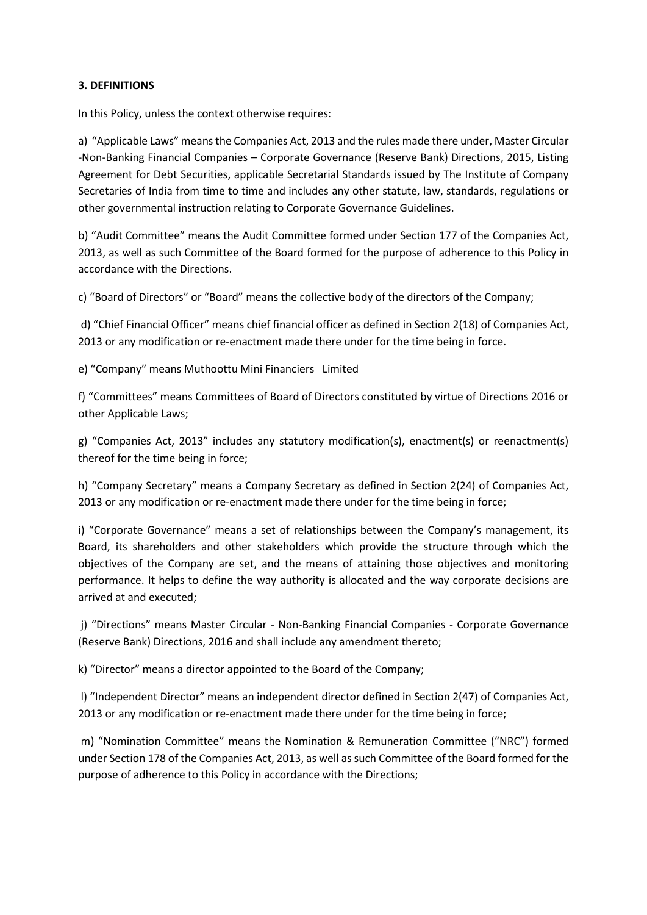### 3. DEFINITIONS

In this Policy, unless the context otherwise requires:

a) "Applicable Laws" means the Companies Act, 2013 and the rules made there under, Master Circular -Non-Banking Financial Companies – Corporate Governance (Reserve Bank) Directions, 2015, Listing Agreement for Debt Securities, applicable Secretarial Standards issued by The Institute of Company Secretaries of India from time to time and includes any other statute, law, standards, regulations or other governmental instruction relating to Corporate Governance Guidelines.

b) "Audit Committee" means the Audit Committee formed under Section 177 of the Companies Act, 2013, as well as such Committee of the Board formed for the purpose of adherence to this Policy in accordance with the Directions.

c) "Board of Directors" or "Board" means the collective body of the directors of the Company;

d) "Chief Financial Officer" means chief financial officer as defined in Section 2(18) of Companies Act, 2013 or any modification or re-enactment made there under for the time being in force.

e) "Company" means Muthoottu Mini Financiers Limited

f) "Committees" means Committees of Board of Directors constituted by virtue of Directions 2016 or other Applicable Laws;

g) "Companies Act, 2013" includes any statutory modification(s), enactment(s) or reenactment(s) thereof for the time being in force;

h) "Company Secretary" means a Company Secretary as defined in Section 2(24) of Companies Act, 2013 or any modification or re-enactment made there under for the time being in force;

i) "Corporate Governance" means a set of relationships between the Company's management, its Board, its shareholders and other stakeholders which provide the structure through which the objectives of the Company are set, and the means of attaining those objectives and monitoring performance. It helps to define the way authority is allocated and the way corporate decisions are arrived at and executed;

j) "Directions" means Master Circular - Non-Banking Financial Companies - Corporate Governance (Reserve Bank) Directions, 2016 and shall include any amendment thereto;

k) "Director" means a director appointed to the Board of the Company;

l) "Independent Director" means an independent director defined in Section 2(47) of Companies Act, 2013 or any modification or re-enactment made there under for the time being in force;

m) "Nomination Committee" means the Nomination & Remuneration Committee ("NRC") formed under Section 178 of the Companies Act, 2013, as well as such Committee of the Board formed for the purpose of adherence to this Policy in accordance with the Directions;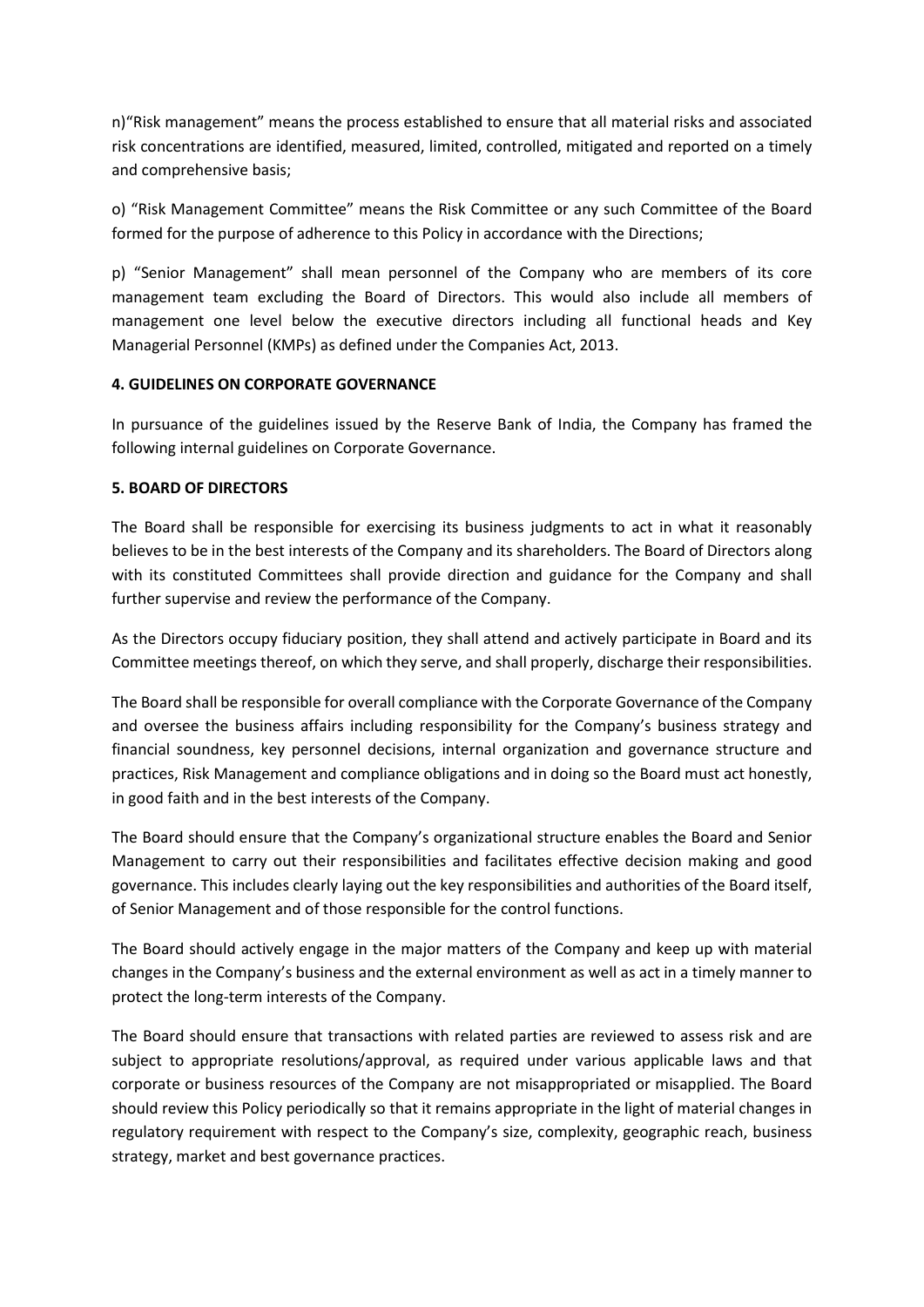n)"Risk management" means the process established to ensure that all material risks and associated risk concentrations are identified, measured, limited, controlled, mitigated and reported on a timely and comprehensive basis;

o) "Risk Management Committee" means the Risk Committee or any such Committee of the Board formed for the purpose of adherence to this Policy in accordance with the Directions;

p) "Senior Management" shall mean personnel of the Company who are members of its core management team excluding the Board of Directors. This would also include all members of management one level below the executive directors including all functional heads and Key Managerial Personnel (KMPs) as defined under the Companies Act, 2013.

**4. GUIDELINES ON CORPORATE GOVERNANCE**

In pursuance of the guidelines issued by the Reserve Bank of India, the Company has framed the following internal guidelines on Corporate Governance.

**5. BOARD OF DIRECTORS**

The Board shall be responsible for exercising its business judgments to act in what it reasonably believes to be in the best interests of the Company and its shareholders. The Board of Directors along with its constituted Committees shall provide direction and guidance for the Company and shall further supervise and review the performance of the Company.

As the Directors occupy fiduciary position, they shall attend and actively participate in Board and its Committee meetings thereof, on which they serve, and shall properly, discharge their responsibilities.

The Board shall be responsible for overall compliance with the Corporate Governance of the Company and oversee the business affairs including responsibility for the Company's business strategy and financial soundness, key personnel decisions, internal organization and governance structure and practices, Risk Management and compliance obligations and in doing so the Board must act honestly, in good faith and in the best interests of the Company.

The Board should ensure that the Company's organizational structure enables the Board and Senior Management to carry out their responsibilities and facilitates effective decision making and good governance. This includes clearly laying out the key responsibilities and authorities of the Board itself, of Senior Management and of those responsible for the control functions.

The Board should actively engage in the major matters of the Company and keep up with material changes in the Company's business and the external environment as well as act in a timely manner to protect the long-term interests of the Company.

The Board should ensure that transactions with related parties are reviewed to assess risk and are subject to appropriate resolutions/approval, as required under various applicable laws and that corporate or business resources of the Company are not misappropriated or misapplied. The Board should review this Policy periodically so that it remains appropriate in the light of material changes in regulatory requirement with respect to the Company's size, complexity, geographic reach, business strategy, market and best governance practices.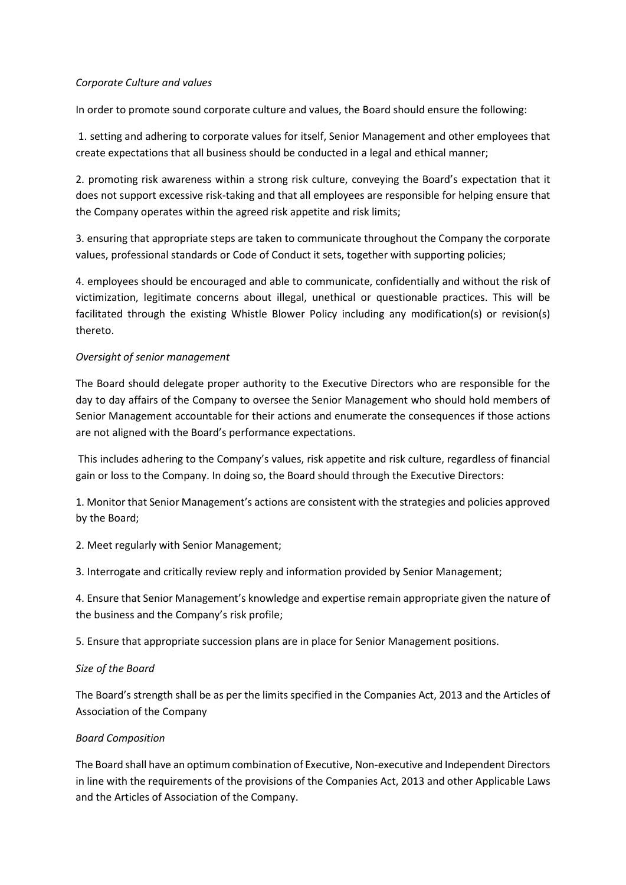*Corporate Culture and values*

In order to promote sound corporate culture and values, the Board should ensure the following:

1. setting and adhering to corporate values for itself, Senior Management and other employees that create expectations that all business should be conducted in a legal and ethical manner;

2. promoting risk awareness within a strong risk culture, conveying the Board's expectation that it does not support excessive risk-taking and that all employees are responsible for helping ensure that the Company operates within the agreed risk appetite and risk limits;

3. ensuring that appropriate steps are taken to communicate throughout the Company the corporate values, professional standards or Code of Conduct it sets, together with supporting policies;

4. employees should be encouraged and able to communicate, confidentially and without the risk of victimization, legitimate concerns about illegal, unethical or questionable practices. This will be facilitated through the existing Whistle Blower Policy including any modification(s) or revision(s) thereto.

*Oversight of senior management*

The Board should delegate proper authority to the Executive Directors who are responsible for the day to day affairs of the Company to oversee the Senior Management who should hold members of Senior Management accountable for their actions and enumerate the consequences if those actions are not aligned with the Board's performance expectations.

This includes adhering to the Company's values, risk appetite and risk culture, regardless of financial gain or loss to the Company. In doing so, the Board should through the Executive Directors:

1. Monitor that Senior Management's actions are consistent with the strategies and policies approved by the Board;

2. Meet regularly with Senior Management;

3. Interrogate and critically review reply and information provided by Senior Management;

4. Ensure that Senior Management's knowledge and expertise remain appropriate given the nature of the business and the Company's risk profile;

5. Ensure that appropriate succession plans are in place for Senior Management positions.

*Size of the Board*

The Board's strength shall be as per the limits specified in the Companies Act, 2013 and the Articles of Association of the Company

*Board Composition*

The Board shall have an optimum combination of Executive, Non-executive and Independent Directors in line with the requirements of the provisions of the Companies Act, 2013 and other Applicable Laws and the Articles of Association of the Company.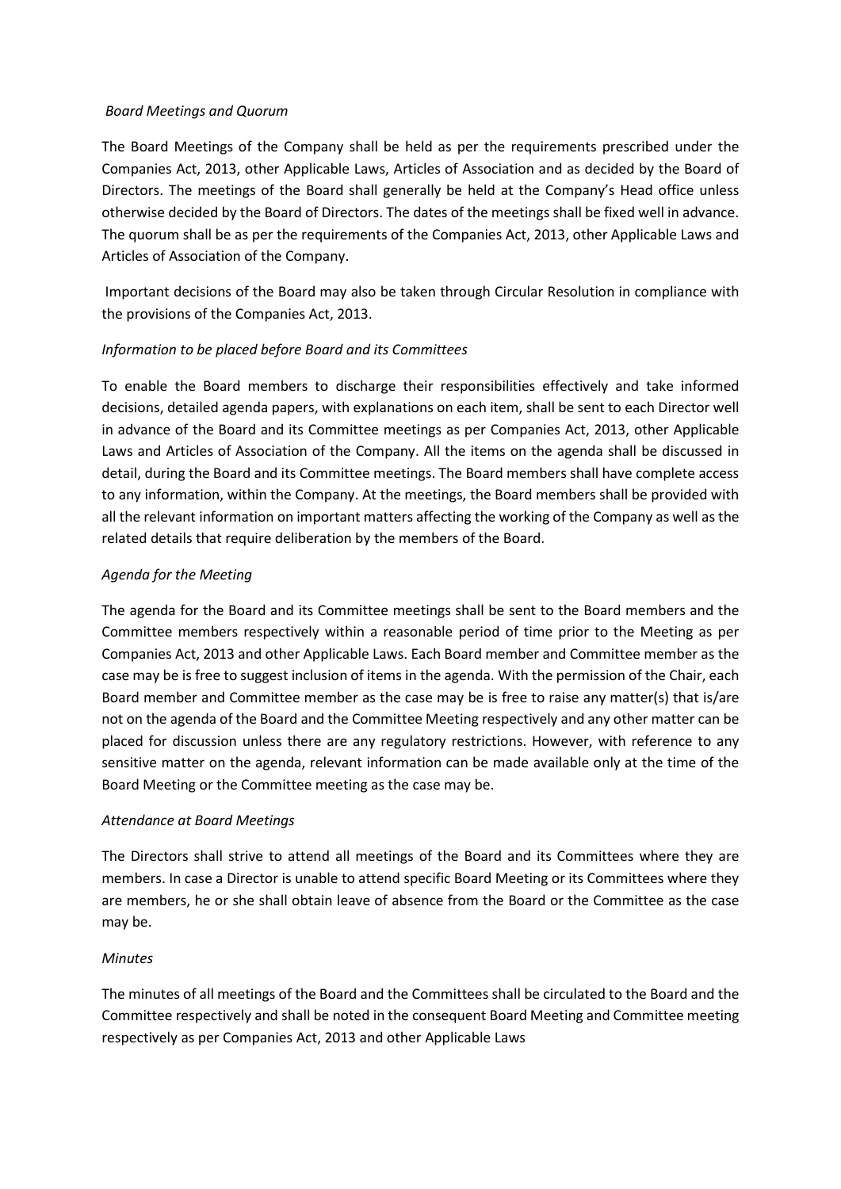*Board Meetings and Quorum*

The Board Meetings of the Company shall be held as per the requirements prescribed under the Companies Act, 2013, other Applicable Laws, Articles of Association and as decided by the Board of Directors. The meetings of the Board shall generally be held at the Company's Head office unless otherwise decided by the Board of Directors. The dates of the meetings shall be fixed well in advance. The quorum shall be as per the requirements of the Companies Act, 2013, other Applicable Laws and Articles of Association of the Company.

Important decisions of the Board may also be taken through Circular Resolution in compliance with the provisions of the Companies Act, 2013.

*Information to be placed before Board and its Committees*

To enable the Board members to discharge their responsibilities effectively and take informed decisions, detailed agenda papers, with explanations on each item, shall be sent to each Director well in advance of the Board and its Committee meetings as per Companies Act, 2013, other Applicable Laws and Articles of Association of the Company. All the items on the agenda shall be discussed in detail, during the Board and its Committee meetings. The Board members shall have complete access to any information, within the Company. At the meetings, the Board members shall be provided with all the relevant information on important matters affecting the working of the Company as well as the related details that require deliberation by the members of the Board.

*Agenda for the Meeting*

The agenda for the Board and its Committee meetings shall be sent to the Board members and the Committee members respectively within a reasonable period of time prior to the Meeting as per Companies Act, 2013 and other Applicable Laws. Each Board member and Committee member as the case may be is free to suggest inclusion of items in the agenda. With the permission of the Chair, each Board member and Committee member as the case may be is free to raise any matter(s) that is/are not on the agenda of the Board and the Committee Meeting respectively and any other matter can be placed for discussion unless there are any regulatory restrictions. However, with reference to any sensitive matter on the agenda, relevant information can be made available only at the time of the Board Meeting or the Committee meeting as the case may be.

*Attendance at Board Meetings*

The Directors shall strive to attend all meetings of the Board and its Committees where they are members. In case a Director is unable to attend specific Board Meeting or its Committees where they are members, he or she shall obtain leave of absence from the Board or the Committee as the case may be.

*Minutes*

The minutes of all meetings of the Board and the Committees shall be circulated to the Board and the Committee respectively and shall be noted in the consequent Board Meeting and Committee meeting respectively as per Companies Act, 2013 and other Applicable Laws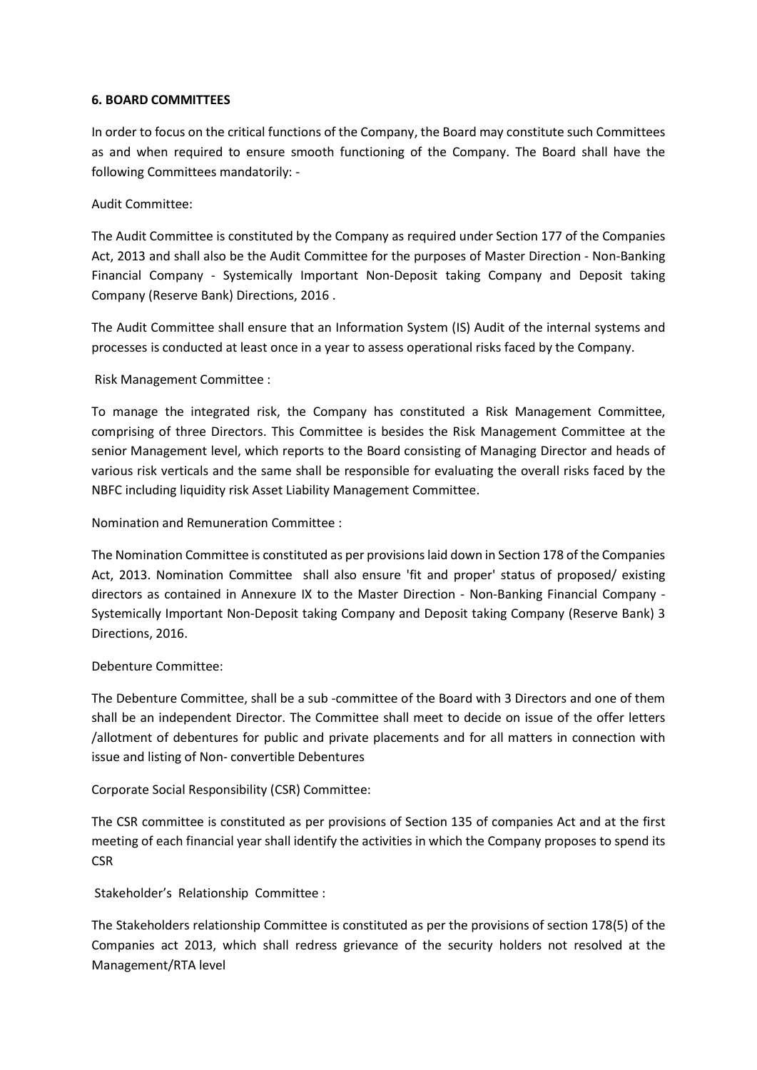**6. BOARD COMMITTEES**

In order to focus on the critical functions of the Company, the Board may constitute such Committees as and when required to ensure smooth functioning of the Company. The Board shall have the following Committees mandatorily: -

Audit Committee:

The Audit Committee is constituted by the Company as required under Section 177 of the Companies Act, 2013 and shall also be the Audit Committee for the purposes of Master Direction - Non-Banking Financial Company - Systemically Important Non-Deposit taking Company and Deposit taking Company (Reserve Bank) Directions, 2016 .

The Audit Committee shall ensure that an Information System (IS) Audit of the internal systems and processes is conducted at least once in a year to assess operational risks faced by the Company.

Risk Management Committee :

To manage the integrated risk, the Company has constituted a Risk Management Committee, comprising of three Directors. This Committee is besides the Risk Management Committee at the senior Management level, which reports to the Board consisting of Managing Director and heads of various risk verticals and the same shall be responsible for evaluating the overall risks faced by the NBFC including liquidity risk Asset Liability Management Committee.

Nomination and Remuneration Committee :

The Nomination Committee is constituted as per provisions laid down in Section 178 of the Companies Act, 2013. Nomination Committee shall also ensure 'fit and proper' status of proposed/ existing directors as contained in Annexure IX to the Master Direction - Non-Banking Financial Company - Systemically Important Non-Deposit taking Company and Deposit taking Company (Reserve Bank) 3 Directions, 2016.

Debenture Committee:

The Debenture Committee, shall be a sub -committee of the Board with 3 Directors and one of them shall be an independent Director. The Committee shall meet to decide on issue of the offer letters /allotment of debentures for public and private placements and for all matters in connection with issue and listing of Non- convertible Debentures

Corporate Social Responsibility (CSR) Committee:

The CSR committee is constituted as per provisions of Section 135 of companies Act and at the first meeting of each financial year shall identify the activities in which the Company proposes to spend its CSR

Stakeholder's Relationship Committee :

The Stakeholders relationship Committee is constituted as per the provisions of section 178(5) of the Companies act 2013, which shall redress grievance of the security holders not resolved at the Management/RTA level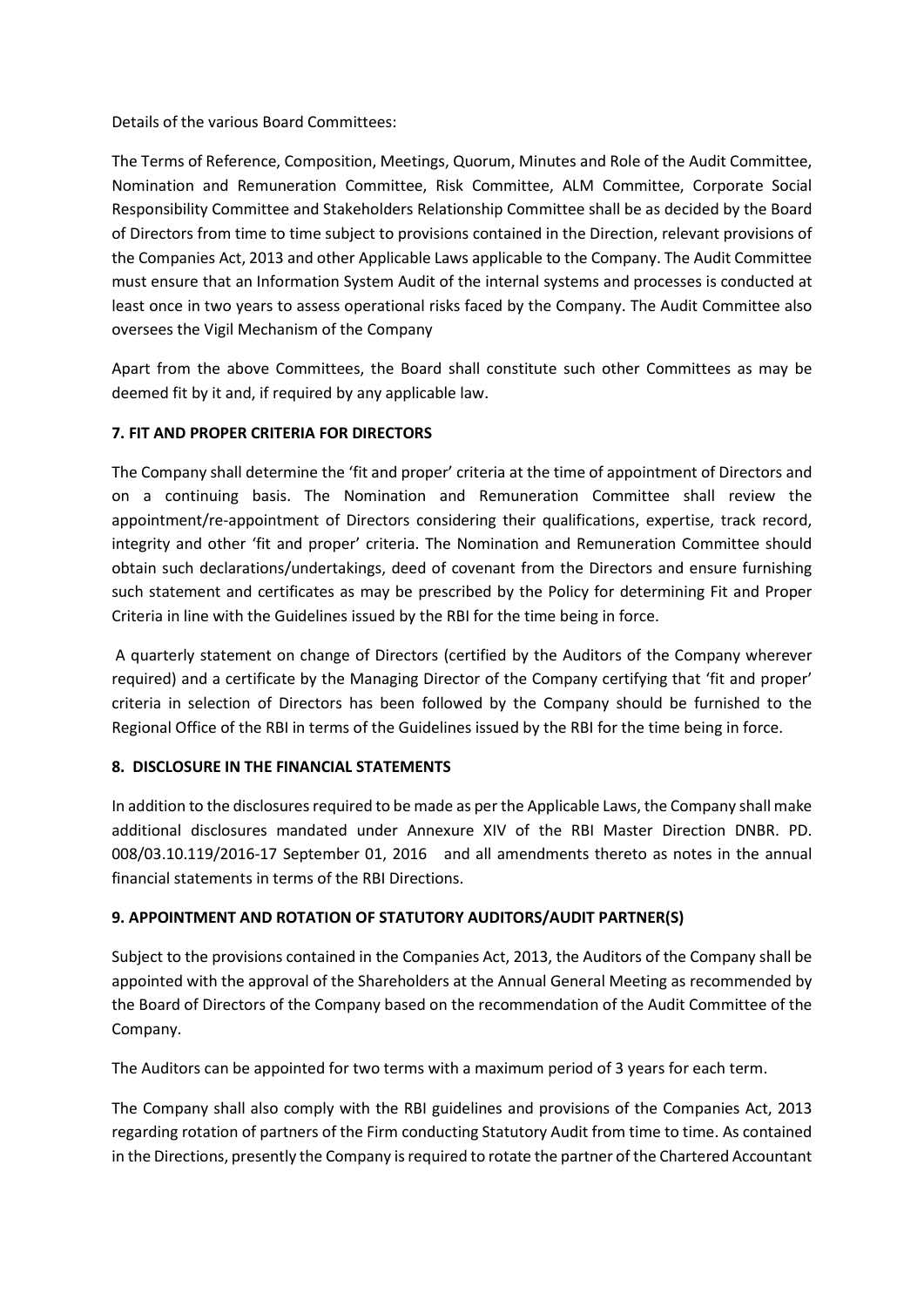Details of the various Board Committees:

The Terms of Reference, Composition, Meetings, Quorum, Minutes and Role of the Audit Committee, Nomination and Remuneration Committee, Risk Committee, ALM Committee, Corporate Social Responsibility Committee and Stakeholders Relationship Committee shall be as decided by the Board of Directors from time to time subject to provisions contained in the Direction, relevant provisions of the Companies Act, 2013 and other Applicable Laws applicable to the Company. The Audit Committee must ensure that an Information System Audit of the internal systems and processes is conducted at least once in two years to assess operational risks faced by the Company. The Audit Committee also oversees the Vigil Mechanism of the Company

Apart from the above Committees, the Board shall constitute such other Committees as may be deemed fit by it and, if required by any applicable law.

### 7. FIT AND PROPER CRITERIA FOR DIRECTORS

The Company shall determine the 'fit and proper' criteria at the time of appointment of Directors and on a continuing basis. The Nomination and Remuneration Committee shall review the appointment/re-appointment of Directors considering their qualifications, expertise, track record, integrity and other 'fit and proper' criteria. The Nomination and Remuneration Committee should obtain such declarations/undertakings, deed of covenant from the Directors and ensure furnishing such statement and certificates as may be prescribed by the Policy for determining Fit and Proper Criteria in line with the Guidelines issued by the RBI for the time being in force.

A quarterly statement on change of Directors (certified by the Auditors of the Company wherever required) and a certificate by the Managing Director of the Company certifying that 'fit and proper' criteria in selection of Directors has been followed by the Company should be furnished to the Regional Office of the RBI in terms of the Guidelines issued by the RBI for the time being in force.

### 8. DISCLOSURE IN THE FINANCIAL STATEMENTS

In addition to the disclosures required to be made as per the Applicable Laws, the Company shall make additional disclosures mandated under Annexure XIV of the RBI Master Direction DNBR. PD. 008/03.10.119/2016-17 September 01, 2016 and all amendments thereto as notes in the annual financial statements in terms of the RBI Directions.

### 9. APPOINTMENT AND ROTATION OF STATUTORY AUDITORS/AUDIT PARTNER(S)

Subject to the provisions contained in the Companies Act, 2013, the Auditors of the Company shall be appointed with the approval of the Shareholders at the Annual General Meeting as recommended by the Board of Directors of the Company based on the recommendation of the Audit Committee of the Company.

The Auditors can be appointed for two terms with a maximum period of 3 years for each term.

The Company shall also comply with the RBI guidelines and provisions of the Companies Act, 2013 regarding rotation of partners of the Firm conducting Statutory Audit from time to time. As contained in the Directions, presently the Company is required to rotate the partner of the Chartered Accountant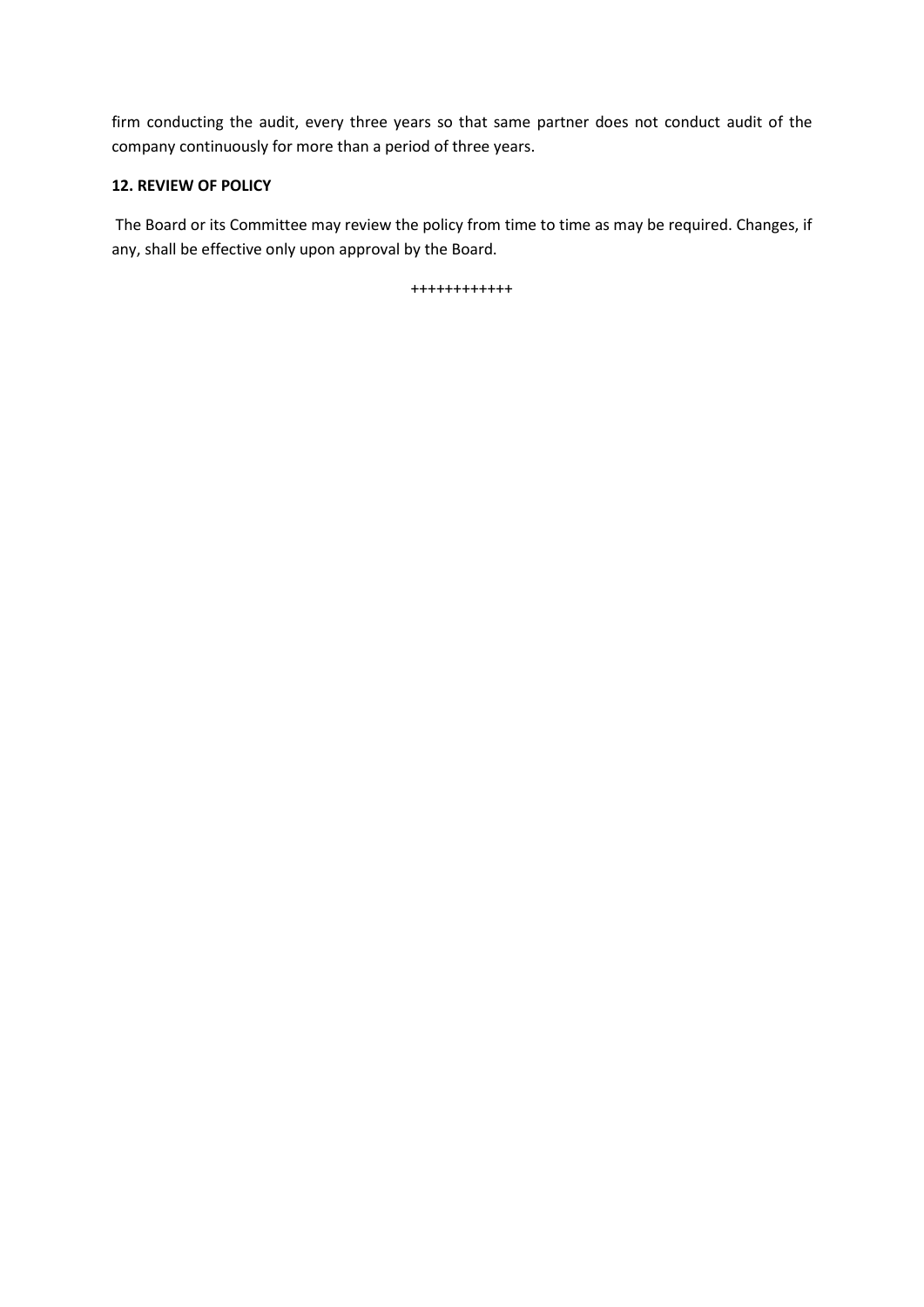firm conducting the audit, every three years so that same partner does not conduct audit of the company continuously for more than a period of three years.

**12. REVIEW OF POLICY**

The Board or its Committee may review the policy from time to time as may be required. Changes, if any, shall be effective only upon approval by the Board.

++++++++++++